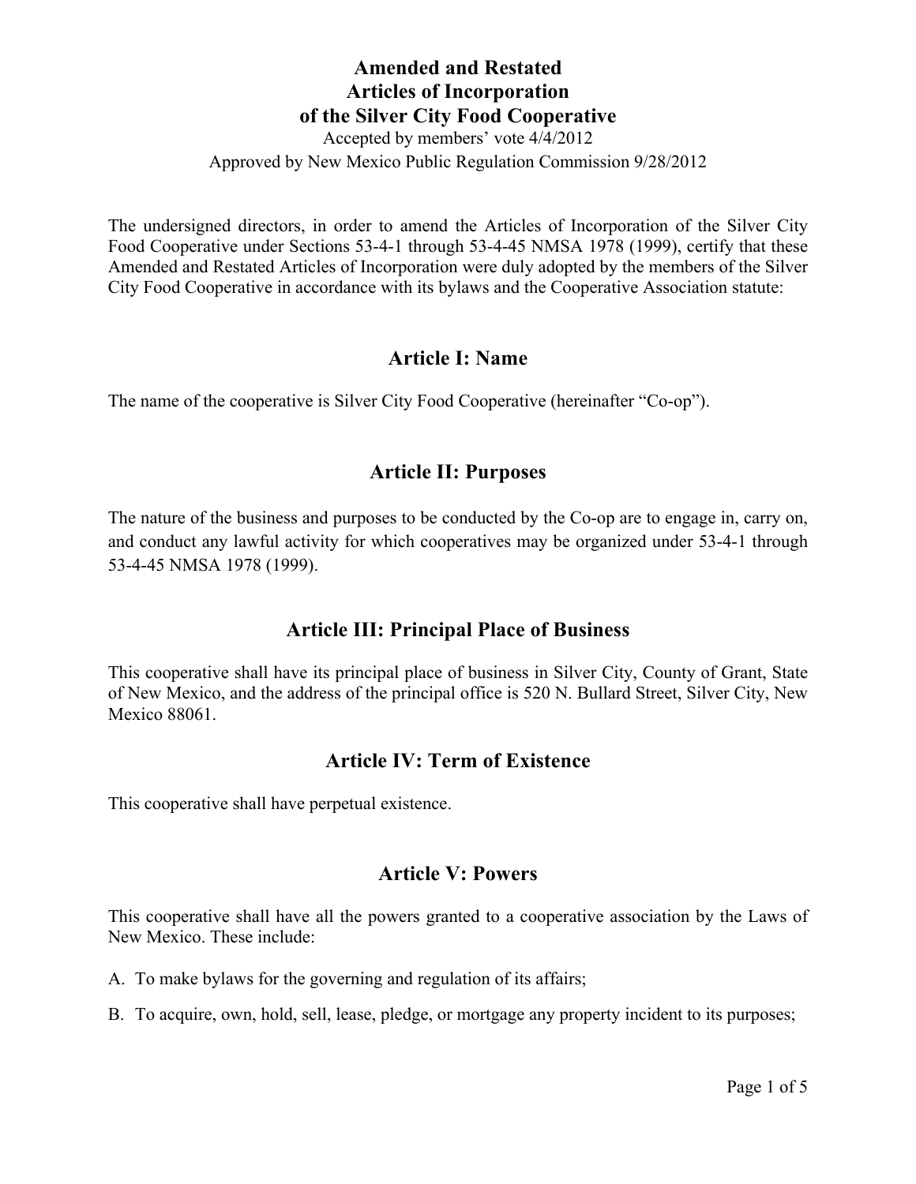# Amended and Restated Articles of Incorporation of the Silver City Food Cooperative

Accepted by members' vote 4/4/2012

Approved by New Mexico Public Regulation Commission 9/28/2012

The undersigned directors, in order to amend the Articles of Incorporation of the Silver City Food Cooperative under Sections 53-4-1 through 53-4-45 NMSA 1978 (1999), certify that these Amended and Restated Articles of Incorporation were duly adopted by the members of the Silver City Food Cooperative in accordance with its bylaws and the Cooperative Association statute:

## Article I: Name

The name of the cooperative is Silver City Food Cooperative (hereinafter "Co-op").

## Article II: Purposes

The nature of the business and purposes to be conducted by the Co-op are to engage in, carry on, and conduct any lawful activity for which cooperatives may be organized under 53-4-1 through 53-4-45 NMSA 1978 (1999).

## Article III: Principal Place of Business

This cooperative shall have its principal place of business in Silver City, County of Grant, State of New Mexico, and the address of the principal office is 520 N. Bullard Street, Silver City, New Mexico 88061.

## Article IV: Term of Existence

This cooperative shall have perpetual existence.

## Article V: Powers

This cooperative shall have all the powers granted to a cooperative association by the Laws of New Mexico. These include:

A. To make bylaws for the governing and regulation of its affairs;

B. To acquire, own, hold, sell, lease, pledge, or mortgage any property incident to its purposes;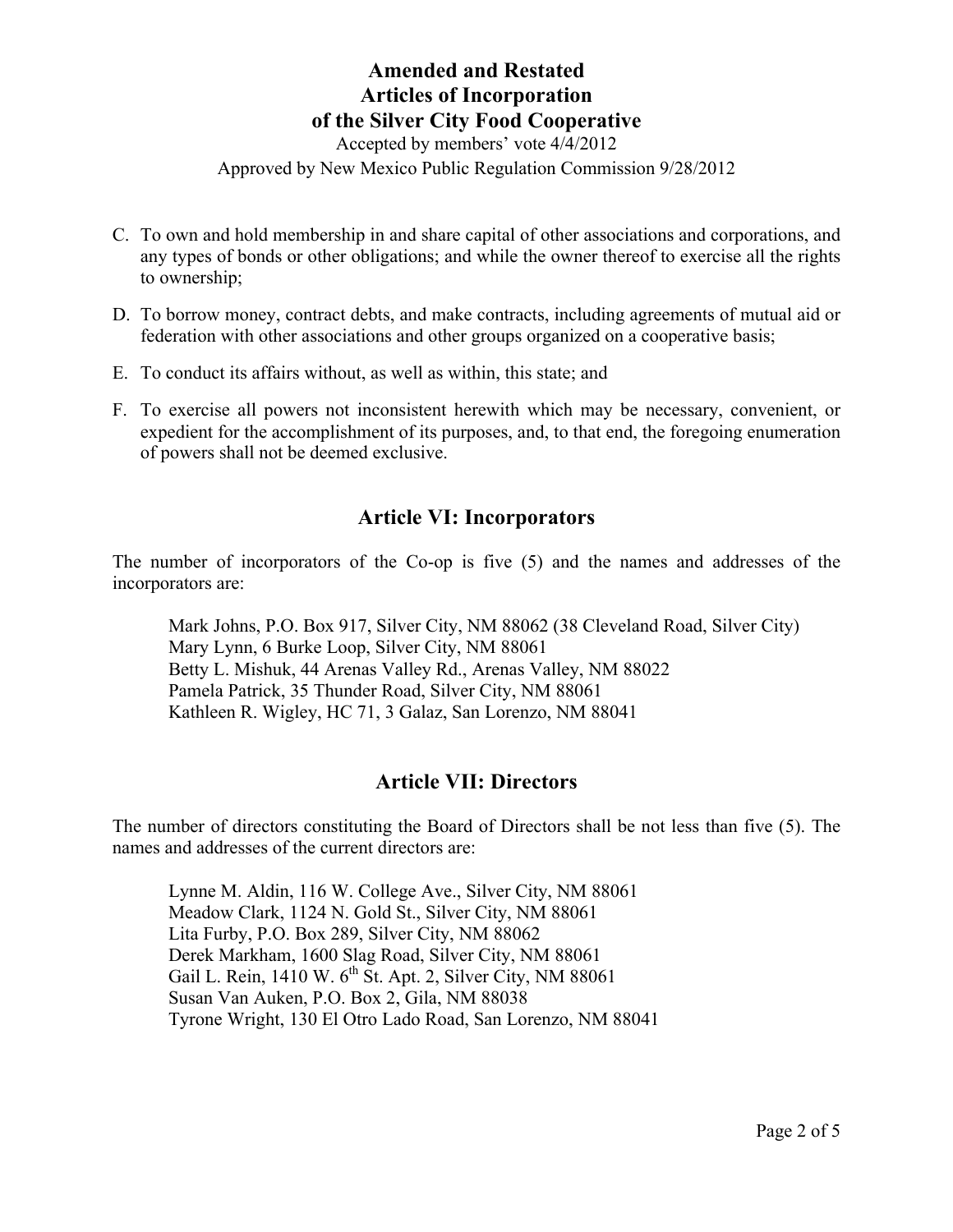C. To own and hold membership in and share capital of other associations and corporations, and any types of bonds or other obligations; and while the owner thereof to exercise all the rights to ownership;

D. To borrow money, contract debts, and make contracts, including agreements of mutual aid or federation with other associations and other groups organized on a cooperative basis;

E. To conduct its affairs without, as well as within, this state; and

F. To exercise all powers not inconsistent herewith which may be necessary, convenient, or expedient for the accomplishment of its purposes, and, to that end, the foregoing enumeration of powers shall not be deemed exclusive.

## Article VI: Incorporators

The number of incorporators of the Co-op is five (5) and the names and addresses of the incorporators are:

Mark Johns, P.O. Box 917, Silver City, NM 88062 (38 Cleveland Road, Silver City)
Mary Lynn, 6 Burke Loop, Silver City, NM 88061
Betty L. Mishuk, 44 Arenas Valley Rd., Arenas Valley, NM 88022
Pamela Patrick, 35 Thunder Road, Silver City, NM 88061
Kathleen R. Wigley, HC 71, 3 Galaz, San Lorenzo, NM 88041

## Article VII: Directors

The number of directors constituting the Board of Directors shall be not less than five (5). The names and addresses of the current directors are:

Lynne M. Aldin, 116 W. College Ave., Silver City, NM 88061
Meadow Clark, 1124 N. Gold St., Silver City, NM 88061
Lita Furby, P.O. Box 289, Silver City, NM 88062
Derek Markham, 1600 Slag Road, Silver City, NM 88061
Gail L. Rein, 1410 W. 6th St. Apt. 2, Silver City, NM 88061
Susan Van Auken, P.O. Box 2, Gila, NM 88038
Tyrone Wright, 130 El Otro Lado Road, San Lorenzo, NM 88041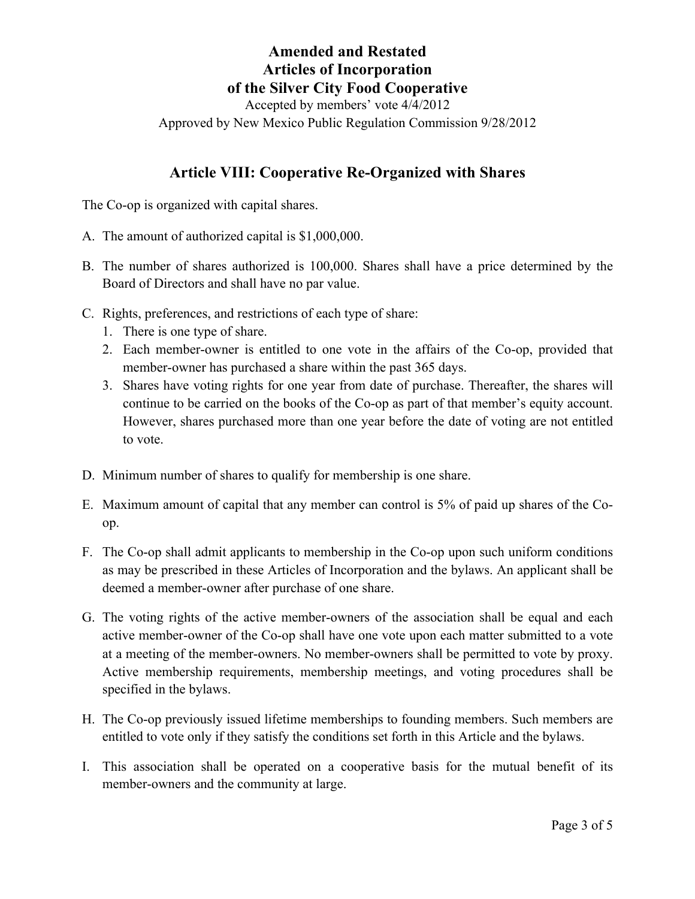**Amended and Restated**
**Articles of Incorporation**
**of the Silver City Food Cooperative**

Accepted by members' vote 4/4/2012

Approved by New Mexico Public Regulation Commission 9/28/2012

## Article VIII: Cooperative Re-Organized with Shares

The Co-op is organized with capital shares.

A. The amount of authorized capital is $1,000,000.

B. The number of shares authorized is 100,000. Shares shall have a price determined by the Board of Directors and shall have no par value.

C. Rights, preferences, and restrictions of each type of share:
   1. There is one type of share.
   2. Each member-owner is entitled to one vote in the affairs of the Co-op, provided that member-owner has purchased a share within the past 365 days.
   3. Shares have voting rights for one year from date of purchase. Thereafter, the shares will continue to be carried on the books of the Co-op as part of that member's equity account. However, shares purchased more than one year before the date of voting are not entitled to vote.

D. Minimum number of shares to qualify for membership is one share.

E. Maximum amount of capital that any member can control is 5% of paid up shares of the Co-op.

F. The Co-op shall admit applicants to membership in the Co-op upon such uniform conditions as may be prescribed in these Articles of Incorporation and the bylaws. An applicant shall be deemed a member-owner after purchase of one share.

G. The voting rights of the active member-owners of the association shall be equal and each active member-owner of the Co-op shall have one vote upon each matter submitted to a vote at a meeting of the member-owners. No member-owners shall be permitted to vote by proxy. Active membership requirements, membership meetings, and voting procedures shall be specified in the bylaws.

H. The Co-op previously issued lifetime memberships to founding members. Such members are entitled to vote only if they satisfy the conditions set forth in this Article and the bylaws.

I. This association shall be operated on a cooperative basis for the mutual benefit of its member-owners and the community at large.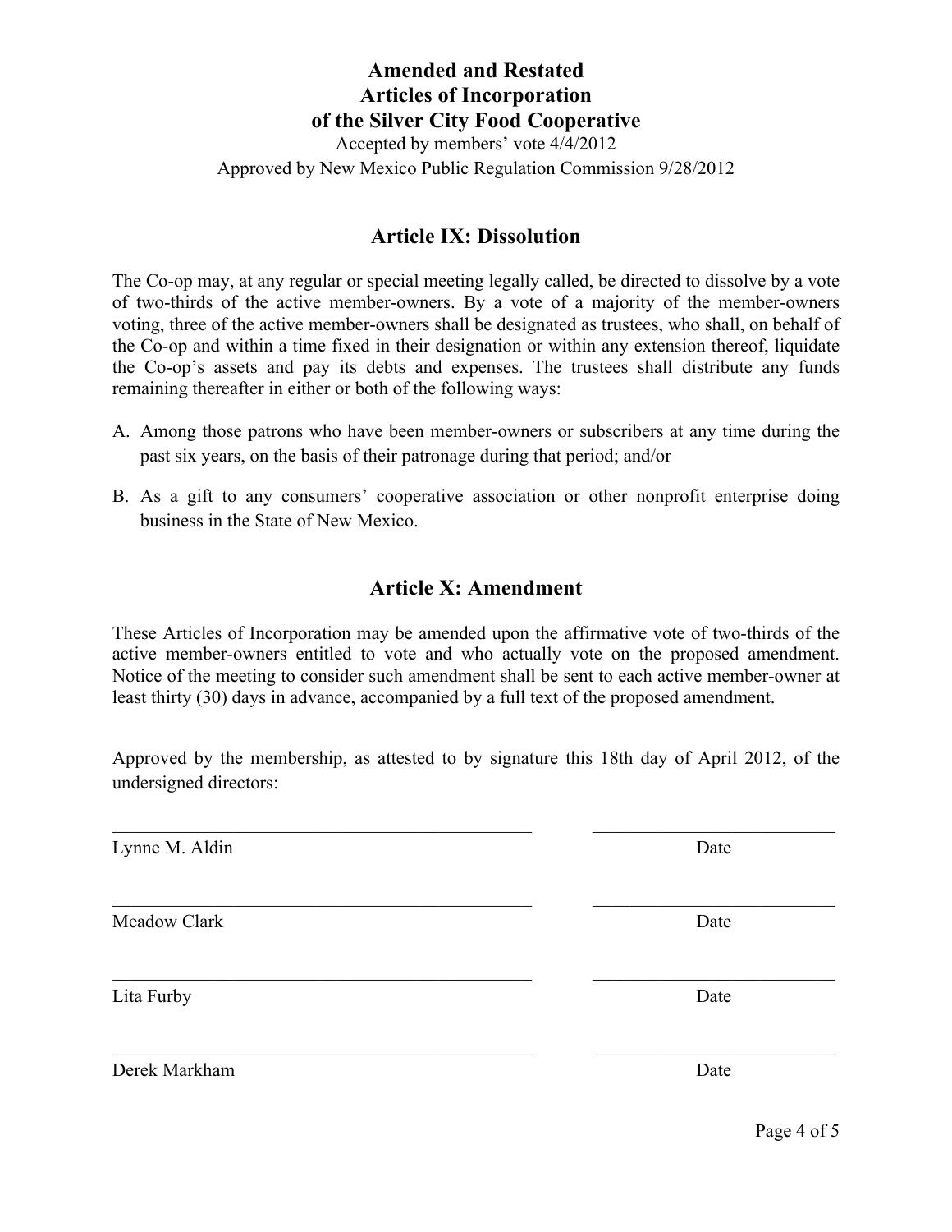**Amended and Restated**
**Articles of Incorporation**
**of the Silver City Food Cooperative**

Accepted by members' vote 4/4/2012

Approved by New Mexico Public Regulation Commission 9/28/2012

## Article IX: Dissolution

The Co-op may, at any regular or special meeting legally called, be directed to dissolve by a vote of two-thirds of the active member-owners. By a vote of a majority of the member-owners voting, three of the active member-owners shall be designated as trustees, who shall, on behalf of the Co-op and within a time fixed in their designation or within any extension thereof, liquidate the Co-op's assets and pay its debts and expenses. The trustees shall distribute any funds remaining thereafter in either or both of the following ways:

A. Among those patrons who have been member-owners or subscribers at any time during the past six years, on the basis of their patronage during that period; and/or

B. As a gift to any consumers' cooperative association or other nonprofit enterprise doing business in the State of New Mexico.

## Article X: Amendment

These Articles of Incorporation may be amended upon the affirmative vote of two-thirds of the active member-owners entitled to vote and who actually vote on the proposed amendment. Notice of the meeting to consider such amendment shall be sent to each active member-owner at least thirty (30) days in advance, accompanied by a full text of the proposed amendment.

Approved by the membership, as attested to by signature this 18th day of April 2012, of the undersigned directors:

_______________________________________________ ___________________________

Lynne M. Aldin Date

_______________________________________________ ___________________________

Meadow Clark Date

_______________________________________________ ___________________________

Lita Furby Date

_______________________________________________ ___________________________

Derek Markham Date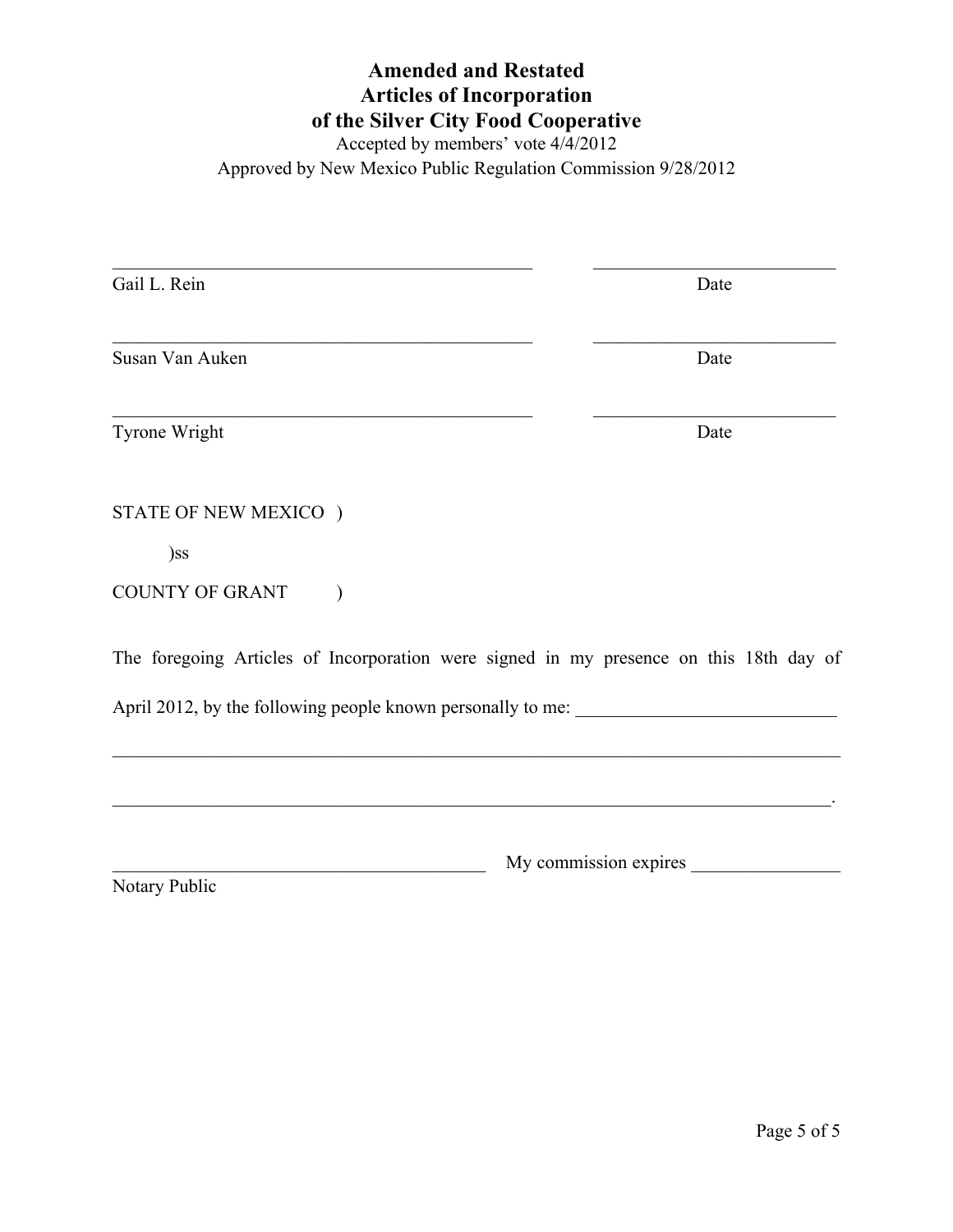# Amended and Restated Articles of Incorporation of the Silver City Food Cooperative

Accepted by members' vote 4/4/2012

Approved by New Mexico Public Regulation Commission 9/28/2012

_______________________________________________ ___________________________

Gail L. Rein Date

_______________________________________________ ___________________________

Susan Van Auken Date

_______________________________________________ ___________________________

Tyrone Wright Date

STATE OF NEW MEXICO )

)ss

COUNTY OF GRANT )

The foregoing Articles of Incorporation were signed in my presence on this 18th day of April 2012, by the following people known personally to me: ___________________________

_________________________________________________________________________________

________________________________________________________________________________.

_________________________________________ My commission expires ________________

Notary Public